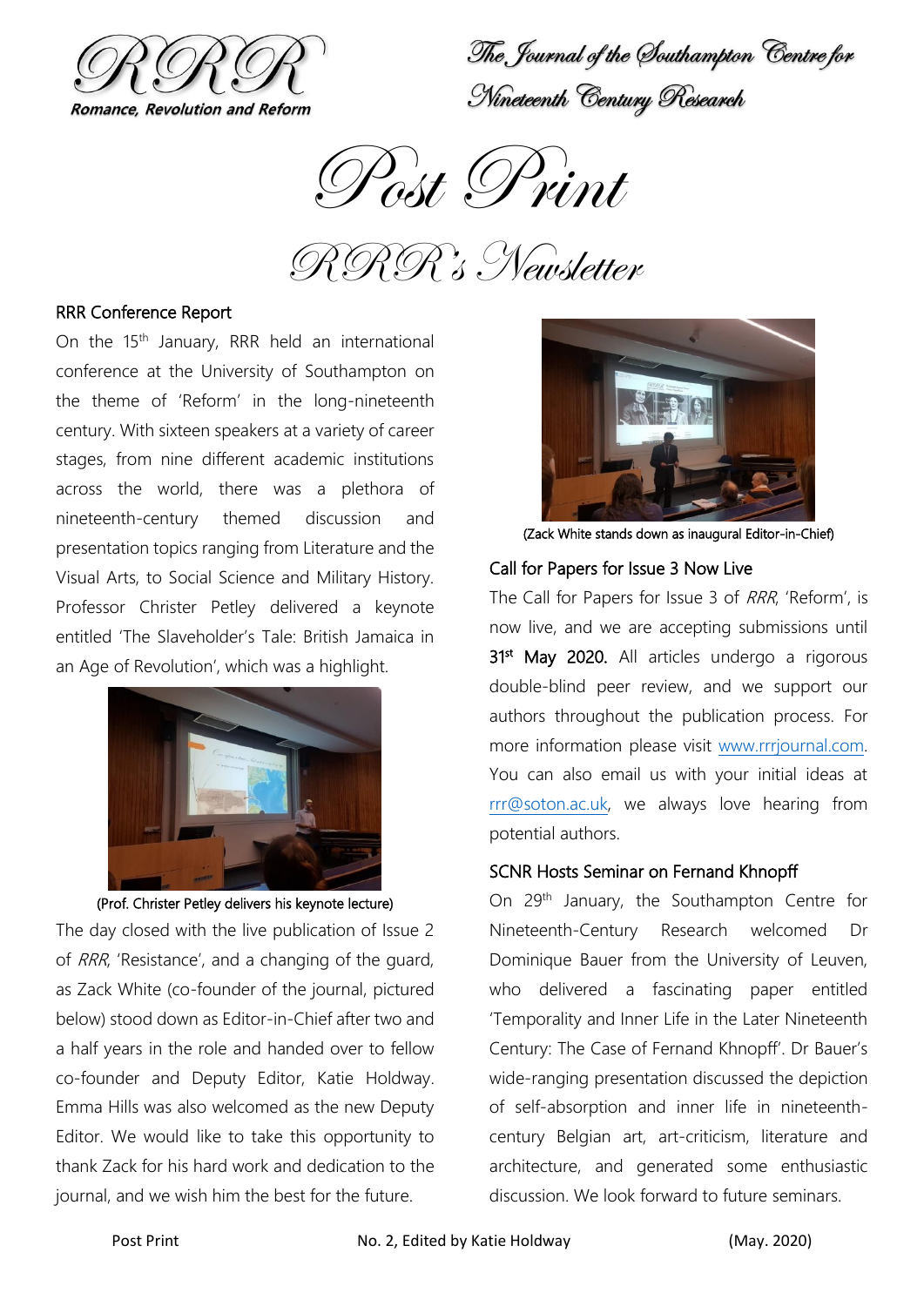RRR

Romance, Revolution and Reform

The Journal of the Southampton Centre for Nineteenth Century Research

# Post Print

## RRR's Newsletter

### RRR Conference Report

On the 15th January, RRR held an international conference at the University of Southampton on the theme of 'Reform' in the long-nineteenth century. With sixteen speakers at a variety of career stages, from nine different academic institutions across the world, there was a plethora of nineteenth-century themed discussion and presentation topics ranging from Literature and the Visual Arts, to Social Science and Military History. Professor Christer Petley delivered a keynote entitled 'The Slaveholder's Tale: British Jamaica in an Age of Revolution', which was a highlight.

(Prof. Christer Petley delivers his keynote lecture)

The day closed with the live publication of Issue 2 of *RRR*, 'Resistance', and a changing of the guard, as Zack White (co-founder of the journal, pictured below) stood down as Editor-in-Chief after two and a half years in the role and handed over to fellow co-founder and Deputy Editor, Katie Holdway. Emma Hills was also welcomed as the new Deputy Editor. We would like to take this opportunity to thank Zack for his hard work and dedication to the journal, and we wish him the best for the future.

(Zack White stands down as inaugural Editor-in-Chief)

### Call for Papers for Issue 3 Now Live

The Call for Papers for Issue 3 of *RRR*, 'Reform', is now live, and we are accepting submissions until **31st May 2020.** All articles undergo a rigorous double-blind peer review, and we support our authors throughout the publication process. For more information please visit www.rrrjournal.com. You can also email us with your initial ideas at rrr@soton.ac.uk, we always love hearing from potential authors.

### SCNR Hosts Seminar on Fernand Khnopff

On 29th January, the Southampton Centre for Nineteenth-Century Research welcomed Dr Dominique Bauer from the University of Leuven, who delivered a fascinating paper entitled 'Temporality and Inner Life in the Later Nineteenth Century: The Case of Fernand Khnopff'. Dr Bauer's wide-ranging presentation discussed the depiction of self-absorption and inner life in nineteenth-century Belgian art, art-criticism, literature and architecture, and generated some enthusiastic discussion. We look forward to future seminars.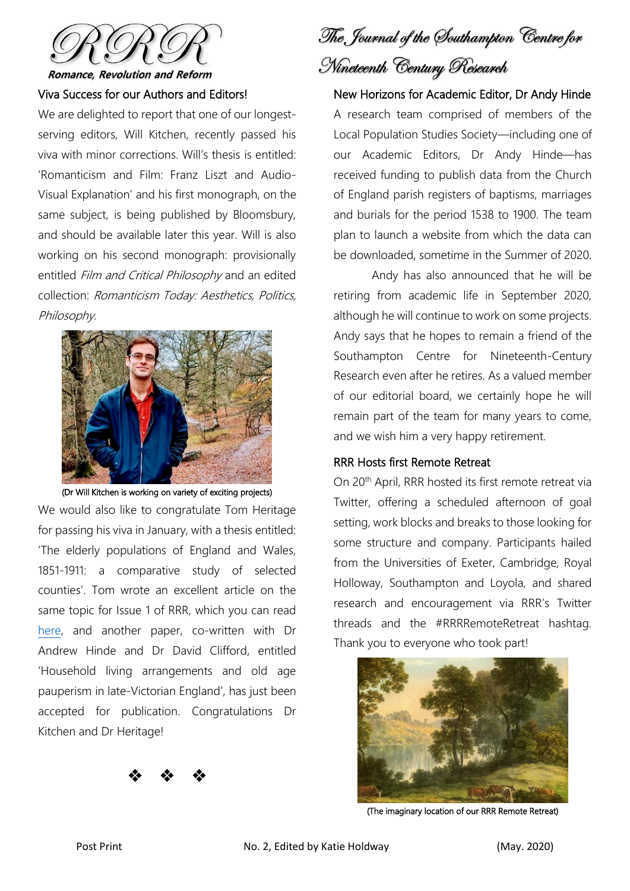## Viva Success for our Authors and Editors!

We are delighted to report that one of our longest-serving editors, Will Kitchen, recently passed his viva with minor corrections. Will's thesis is entitled: 'Romanticism and Film: Franz Liszt and Audio-Visual Explanation' and his first monograph, on the same subject, is being published by Bloomsbury, and should be available later this year. Will is also working on his second monograph: provisionally entitled *Film and Critical Philosophy* and an edited collection: *Romanticism Today: Aesthetics, Politics, Philosophy*.

(Dr Will Kitchen is working on variety of exciting projects)

We would also like to congratulate Tom Heritage for passing his viva in January, with a thesis entitled: 'The elderly populations of England and Wales, 1851-1911: a comparative study of selected counties'. Tom wrote an excellent article on the same topic for Issue 1 of RRR, which you can read here, and another paper, co-written with Dr Andrew Hinde and Dr David Clifford, entitled 'Household living arrangements and old age pauperism in late-Victorian England', has just been accepted for publication. Congratulations Dr Kitchen and Dr Heritage!

❖ ❖ ❖

## New Horizons for Academic Editor, Dr Andy Hinde

A research team comprised of members of the Local Population Studies Society—including one of our Academic Editors, Dr Andy Hinde—has received funding to publish data from the Church of England parish registers of baptisms, marriages and burials for the period 1538 to 1900. The team plan to launch a website from which the data can be downloaded, sometime in the Summer of 2020.

Andy has also announced that he will be retiring from academic life in September 2020, although he will continue to work on some projects. Andy says that he hopes to remain a friend of the Southampton Centre for Nineteenth-Century Research even after he retires. As a valued member of our editorial board, we certainly hope he will remain part of the team for many years to come, and we wish him a very happy retirement.

## RRR Hosts first Remote Retreat

On 20th April, RRR hosted its first remote retreat via Twitter, offering a scheduled afternoon of goal setting, work blocks and breaks to those looking for some structure and company. Participants hailed from the Universities of Exeter, Cambridge, Royal Holloway, Southampton and Loyola, and shared research and encouragement via RRR's Twitter threads and the #RRRRemoteRetreat hashtag. Thank you to everyone who took part!

(The imaginary location of our RRR Remote Retreat)